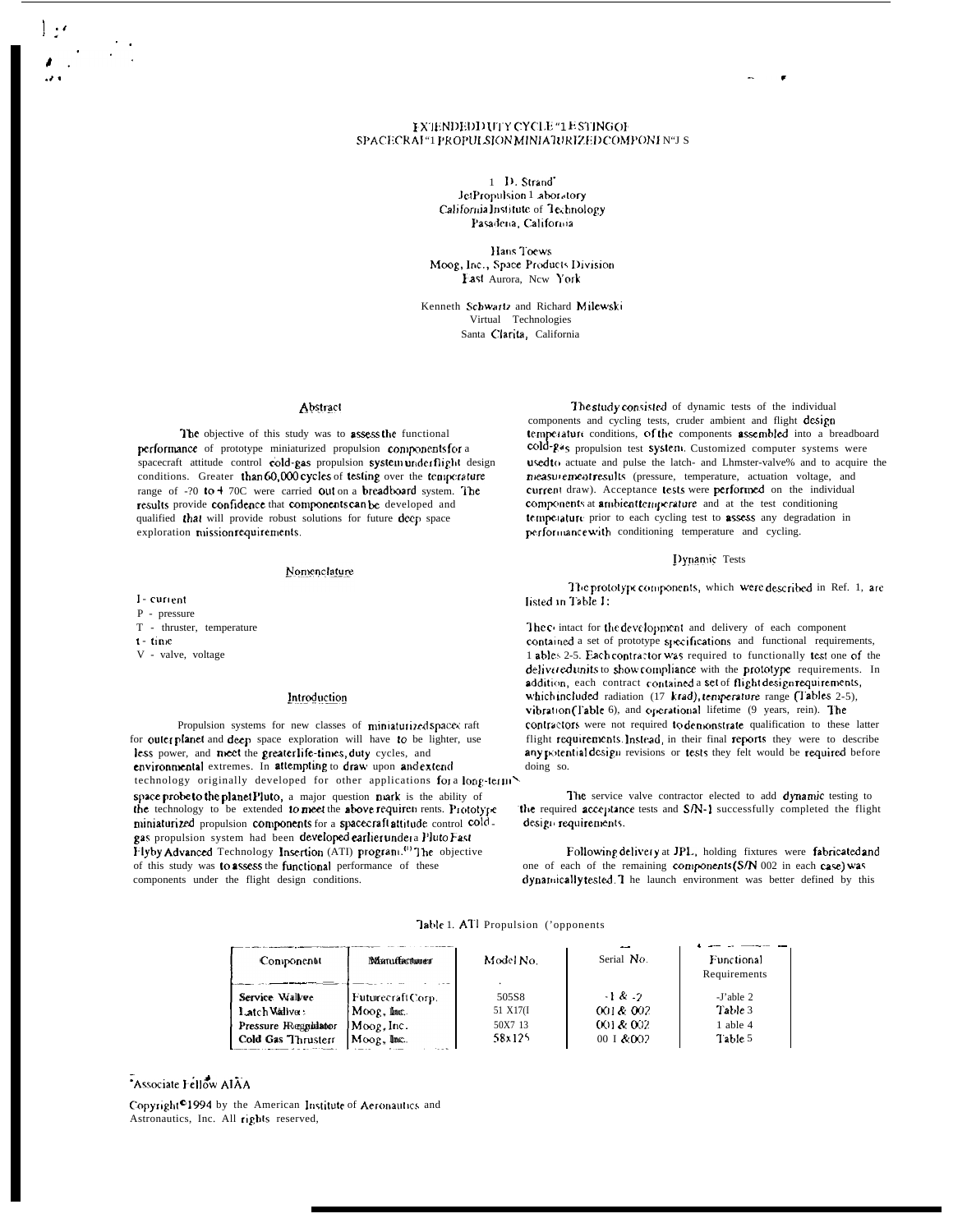# EXTENDED DUTY CYCLE TESTING OF SPACECRAFT PROPULSION MINIATURIZED COMPONENTS

L. D. Strand*
Jet Propulsion Laboratory
California Institute of Technology
Pasadena, California

Hans Toews
Moog, Inc., Space Products Division
East Aurora, New York

Kenneth Schwartz and Richard Milewski
Virtual Technologies
Santa Clarita, California

## Abstract

The objective of this study was to assess the functional performance of prototype miniaturized propulsion components for a spacecraft attitude control cold-gas propulsion system under flight design conditions. Greater than 60,000 cycles of testing over the temperature range of -?0 to + 70C were carried out on a breadboard system. The results provide confidence that components can be developed and qualified that will provide robust solutions for future deep space exploration mission requirements.

## Nomenclature

I - current
P - pressure
T - thruster, temperature
t - time
V - valve, voltage

## Introduction

Propulsion systems for new classes of miniaturized spacecraft for outer planet and deep space exploration will have to be lighter, use less power, and meet the greater life-times, duty cycles, and environmental extremes. In attempting to draw upon and extend technology originally developed for other applications for a long-term space probe to the planet Pluto, a major question mark is the ability of the technology to be extended to meet the above requirements. Prototype miniaturized propulsion components for a spacecraft attitude control cold-gas propulsion system had been developed earlier under a Pluto Fast Flyby Advanced Technology Insertion (ATI) program.[1] The objective of this study was to assess the functional performance of these components under the flight design conditions.

The study consisted of dynamic tests of the individual components and cycling tests, under ambient and flight design temperature conditions, of the components assembled into a breadboard cold-gas propulsion test system. Customized computer systems were used to actuate and pulse the latch- and thruster-valves and to acquire the measurement results (pressure, temperature, actuation voltage, and current draw). Acceptance tests were performed on the individual components at ambient temperature and at the test conditioning temperature prior to each cycling test to assess any degradation in performance with conditioning temperature and cycling.

## Dynamic Tests

The prototype components, which were described in Ref. 1, are listed in Table 1:

The contract for the development and delivery of each component contained a set of prototype specifications and functional requirements, Tables 2-5. Each contractor was required to functionally test one of the delivered units to show compliance with the prototype requirements. In addition, each contract contained a set of flight design requirements, which included radiation (17 krad), temperature range (Tables 2-5), vibration (Table 6), and operational lifetime (9 years, rein). The contractors were not required to demonstrate qualification to these latter flight requirements. Instead, in their final reports they were to describe any potential design revisions or tests they felt would be required before doing so.

The service valve contractor elected to add dynamic testing to the required acceptance tests and S/N-1 successfully completed the flight design requirements.

Following delivery at JPL, holding fixtures were fabricated and one of each of the remaining components (S/N 002 in each case) was dynamically tested. The launch environment was better defined by this

Table 1. ATI Propulsion Components

| Component | Manufacturer | Model No. | Serial No. | Functional Requirements |
|---|---|---|---|---|
| Service Valve | Futurecraft Corp. | 505S8 | -1 & -2 | Table 2 |
| Latch Valve | Moog, Inc. | 51 X17(I | 001 & 002 | Table 3 |
| Pressure Regulator | Moog, Inc. | 50X7 13 | 001 & 002 | Table 4 |
| Cold Gas Thruster | Moog, Inc. | 58x125 | 001 & 002 | Table 5 |

*Associate Fellow AIAA

Copyright © 1994 by the American Institute of Aeronautics and Astronautics, Inc. All rights reserved,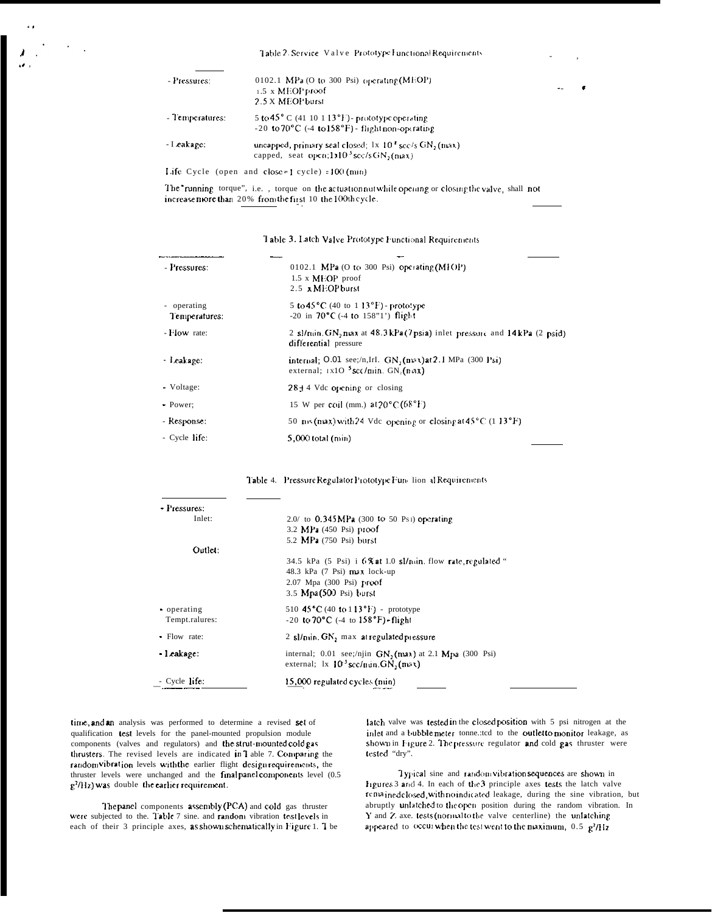Table 2. Service Valve Prototype Functional Requirements

| | |
|---|---|
| - Pressures: | 0102.1 MPa (O to 300 Psi) operating (MEOP)<br>1.5 x MEOP proof<br>2.5 X MEOP burst |
| - Temperatures: | 5 to 45° C (41 10 1 13°F) - prototype operating<br>-20 to 70°C (-4 to 158°F) - flight non-operating |
| - Leakage: | uncapped, primary seal closed; 1x $10^{-5}$ scc/s $GN_2$ (max)<br>capped, seat open; 1x$10^{-5}$ scc/s $GN_2$ (max) |

Life Cycle (open and close = 1 cycle) = 100 (min)

The "running torque", i.e. , torque on the actuation nut while opening or closing the valve, shall not increase more than 20% from the first 10 the 100th cycle.

Table 3. Latch Valve Prototype Functional Requirements

| | |
|---|---|
| - Pressures: | 0102.1 MPa (O to 300 Psi) operating (MEOP)<br>1.5 x MEOP proof<br>2.5 x MEOP burst |
| - operating Temperatures: | 5 to 45°C (40 to 1 13°F) - prototype<br>-20 in 70°C (-4 to 158"1') flight |
| - Flow rate: | 2 sl/min. $GN_2$ max at 48.3 kPa (7 psia) inlet pressure and 14 kPa (2 psid) differential pressure |
| - Leakage: | internal; O.01 see;/n,IrI. $GN_2$ (max) at 2.1 MPa (300 Psi)<br>external; 1x$10^{-5}$ scc/min. $GN_2$ (max) |
| - Voltage: | 28 ± 4 Vdc opening or closing |
| - Power; | 15 W per coil (mm.) at 20°C (68°F) |
| - Response: | 50 ms (max) with 24 Vdc opening or closing at 45°C (1 13°F) |
| - Cycle life: | 5,000 total (min) |

Table 4. Pressure Regulator Prototype Functional Requirements

| | |
|---|---|
| - Pressures: | |
| Inlet: | 2.0/ to 0.345 MPa (300 to 50 Psi) operating<br>3.2 MPa (450 Psi) proof<br>5.2 MPa (750 Psi) burst |
| Outlet: | 34.5 kPa (5 Psi) ± 6% at 1.0 sl/min. flow rate, regulated "<br>48.3 kPa (7 Psi) max lock-up<br>2.07 Mpa (300 Psi) proof<br>3.5 Mpa (500 Psi) burst |
| - operating Tempt.ralures: | 510 45°C (40 to 1 13°F) - prototype<br>-20 to 70°C (-4 to 158°F) - flight |
| - Flow rate: | 2 sl/min. $GN_2$ max at regulated pressure |
| - Leakage: | internal; 0.01 see;/njin $GN_2$ (max) at 2.1 Mpa (300 Psi)<br>external; 1x $10^{-5}$ scc/min. $GN_2$ (max) |
| - Cycle life: | 15,000 regulated cycles (min) |

time, and an analysis was performed to determine a revised set of qualification test levels for the panel-mounted propulsion module components (valves and regulators) and the strut-mounted cold gas thrusters. The revised levels are indicated in Table 7. Comparing the random vibration levels with the earlier flight design requirements, the thruster levels were unchanged and the final panel components level (0.5 $g^2$/Hz) was double the earlier requirement.

The panel components assembly (PCA) and cold gas thruster were subjected to the. Table 7 sine. and random vibration test levels in each of their 3 principle axes, as shown schematically in Figure 1. The latch valve was tested in the closed position with 5 psi nitrogen at the inlet and a bubble meter tonne.:tcd to the outlet to monitor leakage, as shown in Figure 2. The pressure regulator and cold gas thruster were tested "dry".

Typical sine and random vibration sequences are shown in Figures 3 and 4. In each of the 3 principle axes tests the latch valve remained closed, with no indicated leakage, during the sine vibration, but abruptly unlatched to the open position during the random vibration. In Y and Z axe. tests (normal to the valve centerline) the unlatching appeared to occur when the test went to the maximum, 0.5 $g^2$/Hz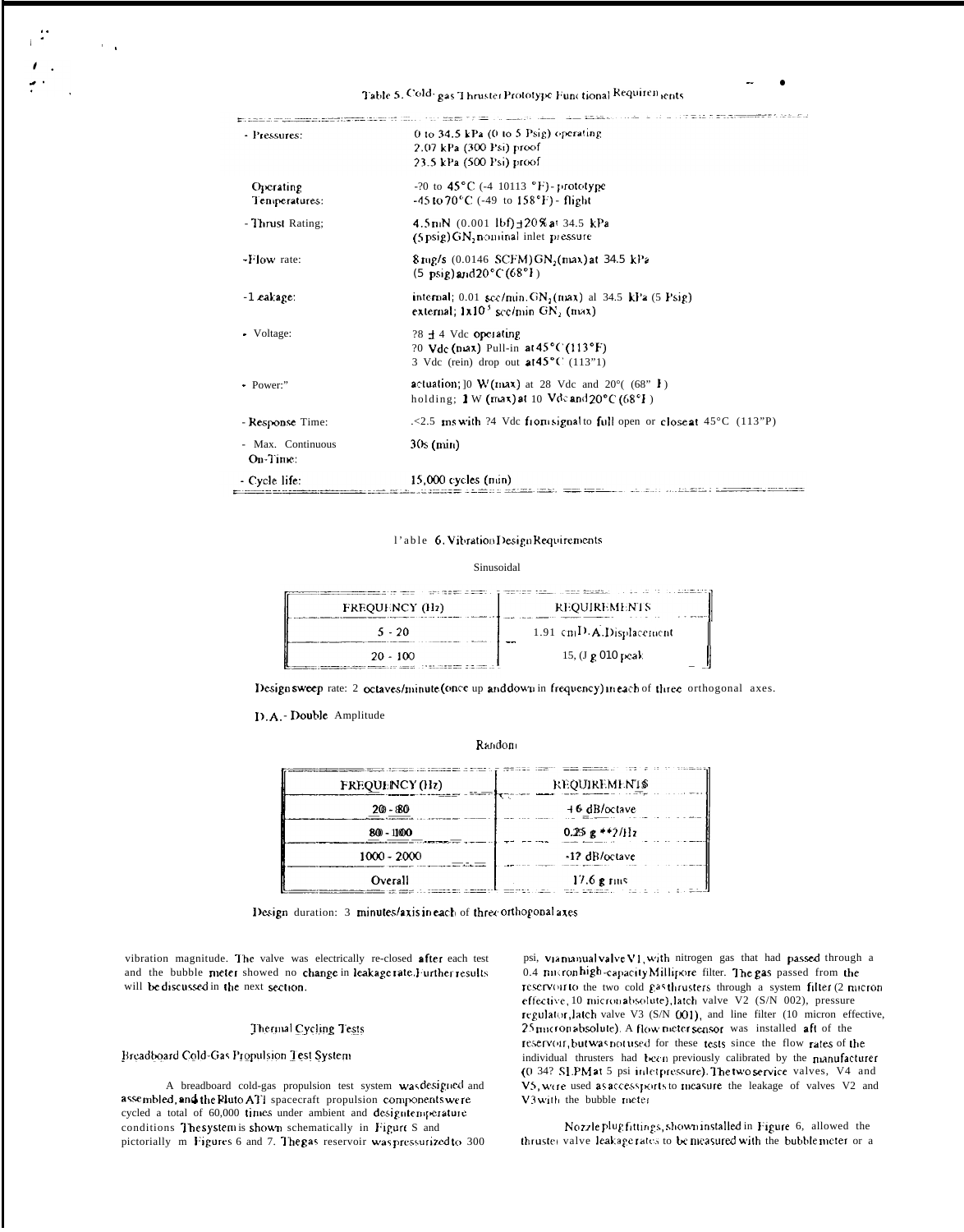Table 5. Cold-gas Thruster Prototype Functional Requirements

| | |
|---|---|
| - Pressures: | 0 to 34.5 kPa (0 to 5 Psig) operating<br>2.07 kPa (300 Psi) proof<br>23.5 kPa (500 Psi) proof |
| Operating Temperatures: | -20 to 45°C (-4 to 113 °F) - prototype<br>-45 to 70°C (-49 to 158°F) - flight |
| - Thrust Rating; | 4.5 mN (0.001 lbf) ±20% at 34.5 kPa (5 psig) $GN_2$ nominal inlet pressure |
| - Flow rate: | 8 mg/s (0.0146 SCFM) $GN_2$ (max) at 34.5 kPa (5 psig) and 20°C (68°F) |
| - Leakage: | internal; 0.01 scc/min. $GN_2$ (max) at 34.5 kPa (5 Psig)<br>external; $1 \times 10^{-5}$ scc/min $GN_2$ (max) |
| - Voltage: | 28 ± 4 Vdc operating<br>20 Vdc (max) Pull-in at 45°C (113°F)<br>3 Vdc (min) drop out at 45°C (113°F) |
| - Power: | actuation; 10 W (max) at 28 Vdc and 20°C (68°F)<br>holding; 1 W (max) at 10 Vdc and 20°C (68°F) |
| - Response Time: | <2.5 ms with 24 Vdc from signal to full open or close at 45°C (113°F) |
| - Max. Continuous On-Time: | 30s (min) |
| - Cycle life: | 15,000 cycles (min) |

Table 6. Vibration Design Requirements

Sinusoidal

| FREQUENCY (Hz) | REQUIREMENTS |
|---|---|
| 5 - 20 | 1.91 cm D.A. Displacement |
| 20 - 100 | 15.0 g 0-peak |

Design sweep rate: 2 octaves/minute (once up and down in frequency) in each of three orthogonal axes.

D.A. - Double Amplitude

Random

| FREQUENCY (Hz) | REQUIREMENTS |
|---|---|
| 20 - 80 | +6 dB/octave |
| 80 - 1000 | 0.25 g **2/Hz |
| 1000 - 2000 | -12 dB/octave |
| Overall | 17.6 g rms |

Design duration: 3 minutes/axis in each of three orthogonal axes

vibration magnitude. The valve was electrically re-closed after each test and the bubble meter showed no change in leakage rate. Further results will be discussed in the next section.

### Thermal Cycling Tests

#### Breadboard Cold-Gas Propulsion Test System

A breadboard cold-gas propulsion test system was designed and assembled, and the Pluto AT1 spacecraft propulsion components were cycled a total of 60,000 times under ambient and design temperature conditions. The system is shown schematically in Figure 5 and pictorially in Figures 6 and 7. The gas reservoir was pressurized to 300 psi, via manual valve V1, with nitrogen gas that had passed through a 0.4 micron high-capacity Millipore filter. The gas passed from the reservoir to the two cold gas thrusters through a system filter (2 micron effective, 10 micron absolute), latch valve V2 (S/N 002), pressure regulator, latch valve V3 (S/N 001), and line filter (10 micron effective, 25 micron absolute). A flow meter sensor was installed aft of the reservoir, but was not used for these tests since the flow rates of the individual thrusters had been previously calibrated by the manufacturer (0.342 SLPM at 5 psi inlet pressure). The two service valves, V4 and V5, were used as access ports to measure the leakage of valves V2 and V3 with the bubble meter.

Nozzle plug fittings, shown installed in Figure 6, allowed the thruster valve leakage rates to be measured with the bubble meter or a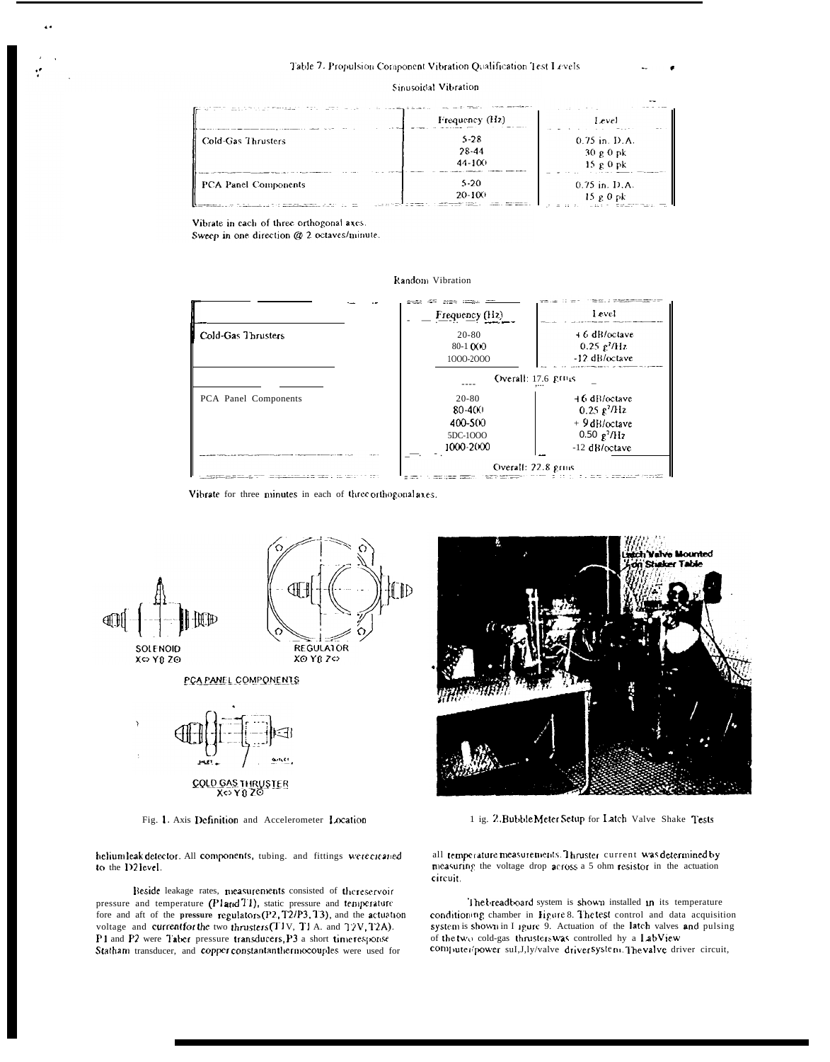Table 7. Propulsion Component Vibration Qualification Test Levels

Sinusoidal Vibration

| | Frequency (Hz) | Level |
|---|---|---|
| Cold-Gas Thrusters | 5-28<br>28-44<br>44-100 | 0.75 in. D.A.<br>30 g 0 pk<br>15 g 0 pk |
| PCA Panel Components | 5-20<br>20-100 | 0.75 in. D.A.<br>15 g 0 pk |

Vibrate in each of three orthogonal axes.
Sweep in one direction @ 2 octaves/minute.

Random Vibration

| | Frequency (Hz) | Level |
|---|---|---|
| Cold-Gas Thrusters | 20-80<br>80-1000<br>1000-2000 | +6 dB/octave<br>0.25 $g^2$/Hz<br>-12 dB/octave |
| | Overall: 17.6 grms | |
| PCA Panel Components | 20-80<br>80-400<br>400-500<br>500-1000<br>1000-2000 | +6 dB/octave<br>0.25 $g^2$/Hz<br>+9 dB/octave<br>0.50 $g^2$/Hz<br>-12 dB/octave |
| | Overall: 22.8 grms | |

Vibrate for three minutes in each of three orthogonal axes.

SOLENOID X⇔ Y⊗ Z⊙

REGULATOR X⊙ Y⊗ Z⇔

PCA PANEL COMPONENTS

COLD GAS THRUSTER X⇔ Y⊗ Z⊙

Fig. 1. Axis Definition and Accelerometer Location

Latch Valve Mounted on Shaker Table

Fig. 2. Bubble Meter Setup for Latch Valve Shake Tests

helium leak detector. All components, tubing, and fittings were cleaned to the D2 level.

Beside leakage rates, measurements consisted of the reservoir pressure and temperature (P1 and T1), static pressure and temperature fore and aft of the pressure regulators (P2, T2/P3, T3), and the actuation voltage and current for the two thrusters (T1V, T1A, and T2V, T2A). P1 and P2 were Taber pressure transducers, P3 a short time response Statham transducer, and copper constantan thermocouples were used for all temperature measurements. Thruster current was determined by measuring the voltage drop across a 5 ohm resistor in the actuation circuit.

The breadboard system is shown installed in its temperature conditioning chamber in Figure 8. The test control and data acquisition system is shown in Figure 9. Actuation of the latch valves and pulsing of the two cold-gas thrusters was controlled by a LabView computer/power supply/valve driver system. The valve driver circuit,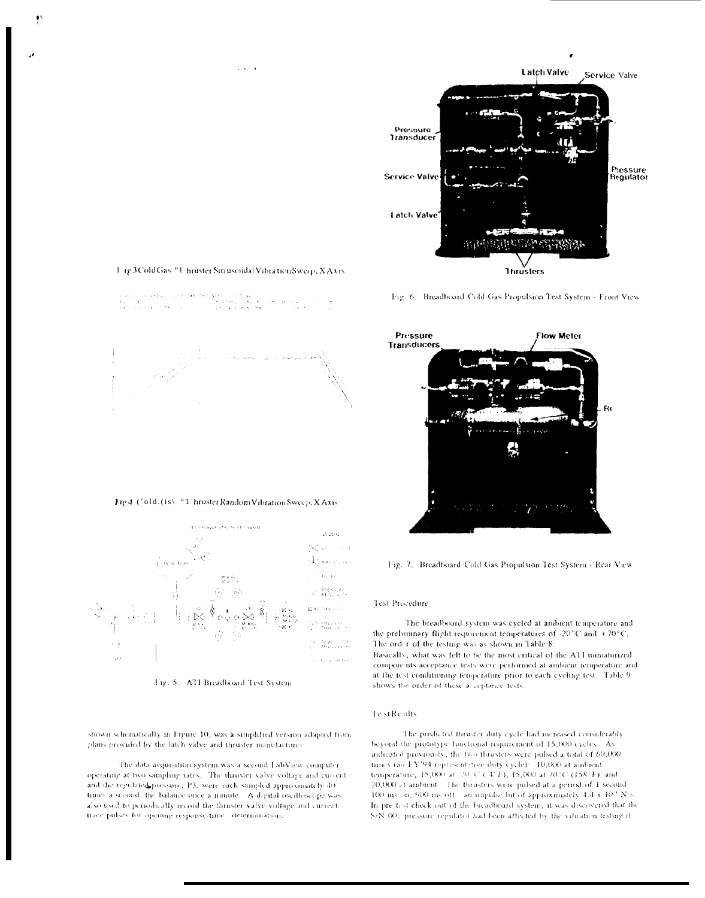Fig 3 Cold Gas Thruster Sinusoidal Vibration Sweep, X Axis

Fig 4 Cold Gas Thruster Random Vibration Sweep, X Axis

Fig. 5. ATI Breadboard Test System

shown schematically in Figure 10, was a simplified version adapted from plans provided by the latch valve and thruster manufacturer.

The data acquisition system was a second LabView computer operating at two sampling rates. The thruster valve voltage and current and the regulated pressure, P3, were each sampled approximately 40 times a second; the balance once a minute. A digital oscilloscope was also used to periodically record the thruster valve voltage and current trace pulses for opening response-time determination.

Fig. 6. Breadboard Cold-Gas Propulsion Test System - Front View

Fig. 7. Breadboard Cold-Gas Propulsion Test System - Rear View

## Test Procedure

The breadboard system was cycled at ambient temperature and the preliminary flight requirement temperatures of -20°C and +70°C. The order of the testing was as shown in Table 8.

Basically, what was felt to be the most critical of the ATI miniaturized components acceptance tests were performed at ambient temperature and at the test conditioning temperature prior to each cycling test. Table 9 shows the order of these acceptance tests.

## Test Results

The predicted thruster duty cycle had increased considerably beyond the prototype functional requirement of 15,000 cycles. As indicated previously, the two thrusters were pulsed a total of 60,000 times (an FY'94 representative duty cycle): 10,000 at ambient temperature, 15,000 at -20°C (-4°F), 15,000 at 70°C (158°F), and 20,000 at ambient. The thrusters were pulsed at a period of 1 second, 100 ms on, 900 ms off - an impulse bit of approximately $4.4 \times 10^{-4}$ N·s. In pre-test check-out of the breadboard system, it was discovered that the S/N 002 pressure regulator had been affected by the vibration testing it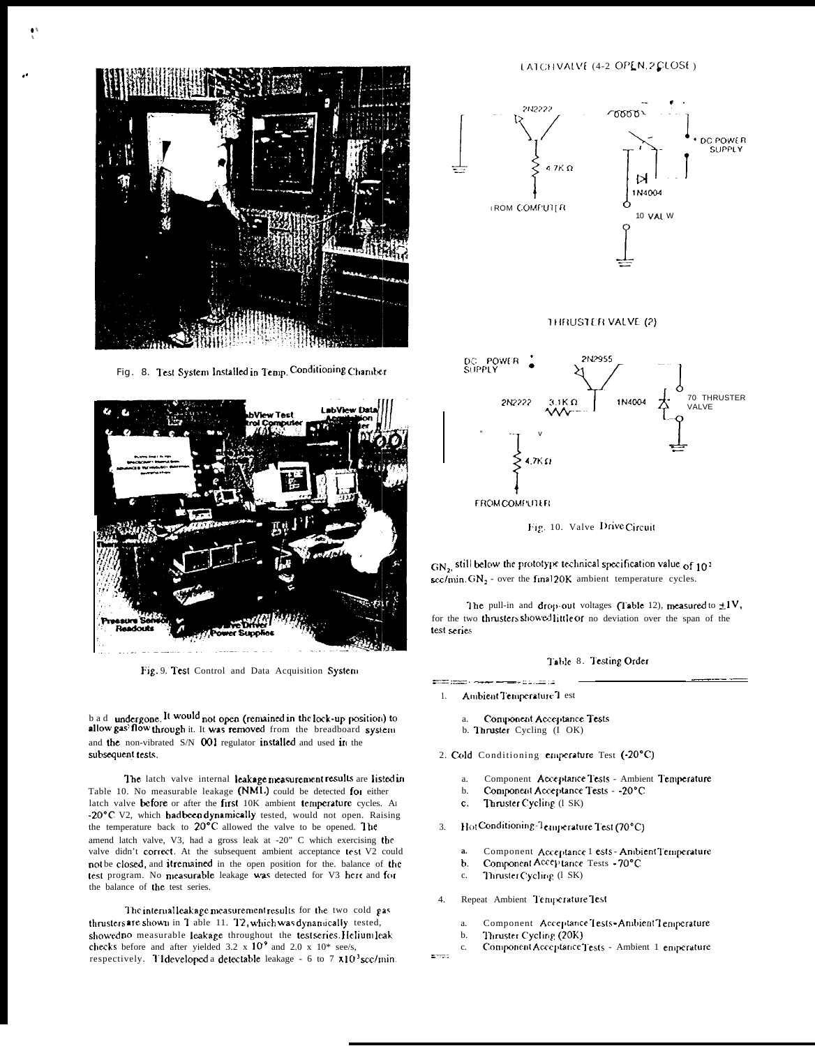Fig. 8. Test System Installed in Temp. Conditioning Chamber

Fig. 9. Test Control and Data Acquisition System

had undergone. It would not open (remained in the lock-up position) to allow gas flow through it. It was removed from the breadboard system and the non-vibrated S/N 001 regulator installed and used in the subsequent tests.

The latch valve internal leakage measurement results are listed in Table 10. No measurable leakage (NML) could be detected for either latch valve before or after the first 10K ambient temperature cycles. At -20°C V2, which had been dynamically tested, would not open. Raising the temperature back to 20°C allowed the valve to be opened. The amend latch valve, V3, had a gross leak at -20" C which exercising the valve didn't correct. At the subsequent ambient acceptance test V2 could not be closed, and it remained in the open position for the balance of the test program. No measurable leakage was detected for V3 here and for the balance of the test series.

The internal leakage measurement results for the two cold gas thrusters are shown in Table 11. T2, which was dynamically tested, showed no measurable leakage throughout the test series. Helium leak checks before and after yielded 3.2 x $10^{9}$ and 2.0 x 10* see/s, respectively. T1 developed a detectable leakage - 6 to 7 x$10^{3}$ scc/min.

LATCH VALVE (4-2 OPEN, 2 CLOSE)

2N2222

4.7K Ω

FROM COMPUTER

DC POWER SUPPLY

1N4004

10 VALVE

THRUSTER VALVE (2)

DC POWER SUPPLY

2N2955

2N2222

3.1K Ω

1N4004

70 THRUSTER VALVE

4.7K Ω

FROM COMPUTER

Fig. 10. Valve Drive Circuit

$GN_2$, still below the prototype technical specification value of $10^{2}$ scc/min. $GN_2$ - over the final 20K ambient temperature cycles.

The pull-in and drop-out voltages (Table 12), measured to ±1V, for the two thrusters showed little or no deviation over the span of the test series

Table 8. Testing Order

1. Ambient Temperature Test
   a. Component Acceptance Tests
   b. Thruster Cycling (1 OK)
2. Cold Conditioning Temperature Test (-20°C)
   a. Component Acceptance Tests - Ambient Temperature
   b. Component Acceptance Tests - -20°C
   c. Thruster Cycling (1 SK)
3. Hot Conditioning Temperature Test (70°C)
   a. Component Acceptance Tests - Ambient Temperature
   b. Component Acceptance Tests - 70°C
   c. Thruster Cycling (1 SK)
4. Repeat Ambient Temperature Test
   a. Component Acceptance Tests - Ambient Temperature
   b. Thruster Cycling (20K)
   c. Component Acceptance Tests - Ambient Temperature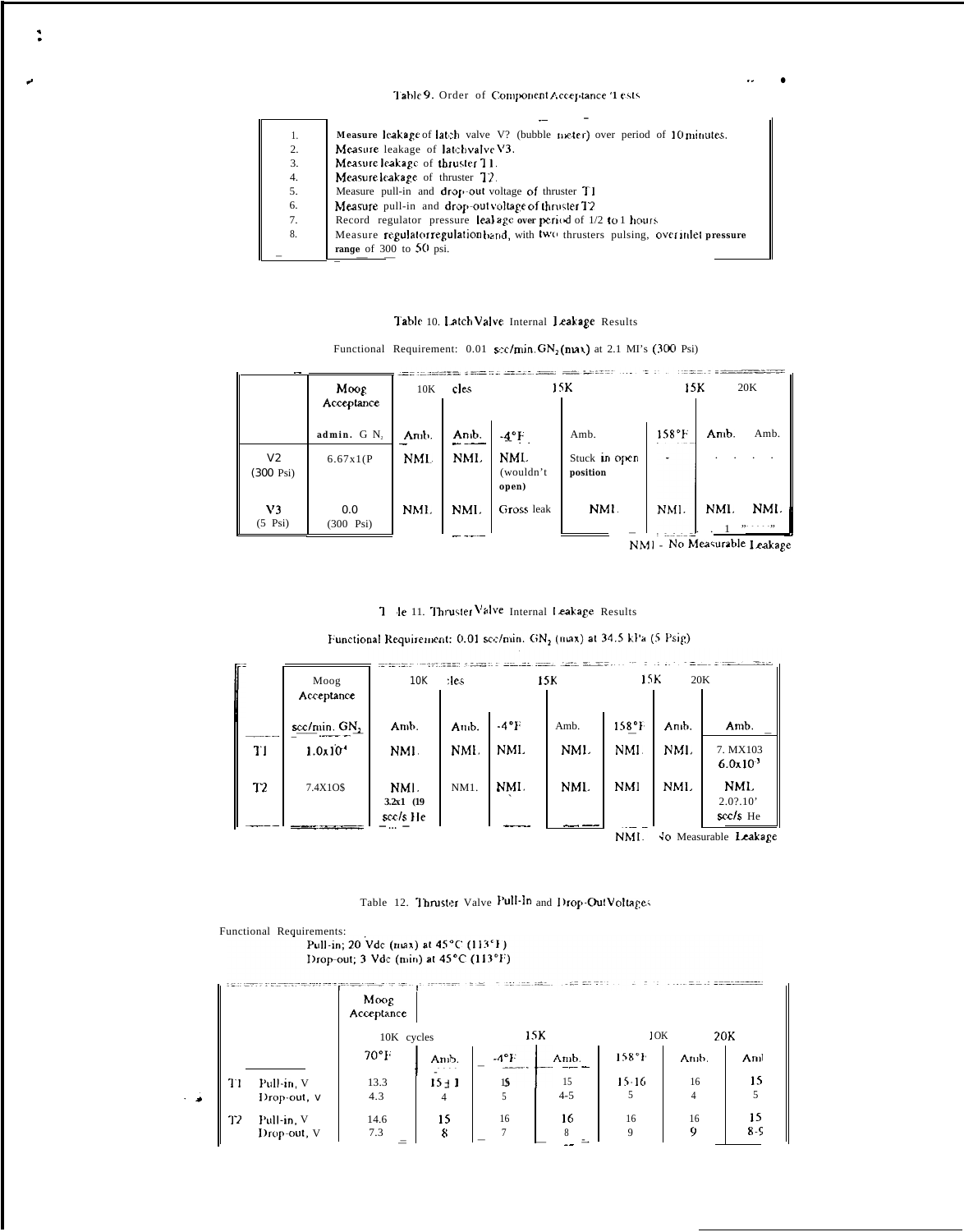Table 9. Order of Component Acceptance Tests

| | |
|---|---|
| 1. | Measure leakage of latch valve V2 (bubble meter) over period of 10 minutes. |
| 2. | Measure leakage of latch valve V3. |
| 3. | Measure leakage of thruster T1. |
| 4. | Measure leakage of thruster T2. |
| 5. | Measure pull-in and drop-out voltage of thruster T1 |
| 6. | Measure pull-in and drop-out voltage of thruster T2 |
| 7. | Record regulator pressure leakage over period of 1/2 to 1 hours |
| 8. | Measure regulator regulation band, with two thrusters pulsing, over inlet pressure range of 300 to 50 psi. |

Table 10. Latch Valve Internal Leakage Results

Functional Requirement: 0.01 scc/min. $GN_2$ (max) at 2.1 MPa (300 Psi)

| | Moog Acceptance | 10K | cycles | | 15K | | 15K | 20K |
|---|---|---|---|---|---|---|---|---|
| | admin. $GN_2$ | Amb. | Amb. | -4°F | Amb. | 158°F | Amb. | Amb. |
| V2 (300 Psi) | 6.67x1(P | NML | NML | NML (wouldn't open) | Stuck in open position | - | - | - |
| V3 (5 Psi) | 0.0 (300 Psi) | NML | NML | Gross leak | NML | NML | NML | NML |

NML - No Measurable Leakage

Table 11. Thruster Valve Internal Leakage Results

Functional Requirement: 0.01 scc/min. $GN_2$ (max) at 34.5 kPa (5 Psig)

| | Moog Acceptance | 10K | cycles | | 15K | 15K | 20K | |
|---|---|---|---|---|---|---|---|---|
| | scc/min. $GN_2$ | Amb. | Amb. | -4°F | Amb. | 158°F | Amb. | Amb. |
| T1 | $1.0x10^{-4}$ | NML | NML | NML | NML | NML | NML | 7. MX103 $6.0x10^{-3}$ |
| T2 | 7.4X1O$ | NML 3.2x1 (19 scc/s He | NM1. | NML | NML | NML | NML | NML 2.0?.10' scc/s He |

NML No Measurable Leakage

Table 12. Thruster Valve Pull-In and Drop-Out Voltages

Functional Requirements:
Pull-in; 20 Vdc (max) at 45°C (113°F)
Drop-out; 3 Vdc (min) at 45°C (113°F)

| | | Moog Acceptance | | | | | | |
|---|---|---|---|---|---|---|---|---|
| | | 10K cycles | | 15K | | 10K | 20K | |
| | | 70°F | Amb. | -4°F | Amb. | 158°F | Amb. | Amb. |
| T1 | Pull-in, V | 13.3 | 15±1 | 15 | 15 | 15-16 | 16 | 15 |
| | Drop-out, V | 4.3 | 4 | 5 | 4-5 | 5 | 4 | 5 |
| T2 | Pull-in, V | 14.6 | 15 | 16 | 16 | 16 | 16 | 15 |
| | Drop-out, V | 7.3 | 8 | 7 | 8 | 9 | 9 | 8-9 |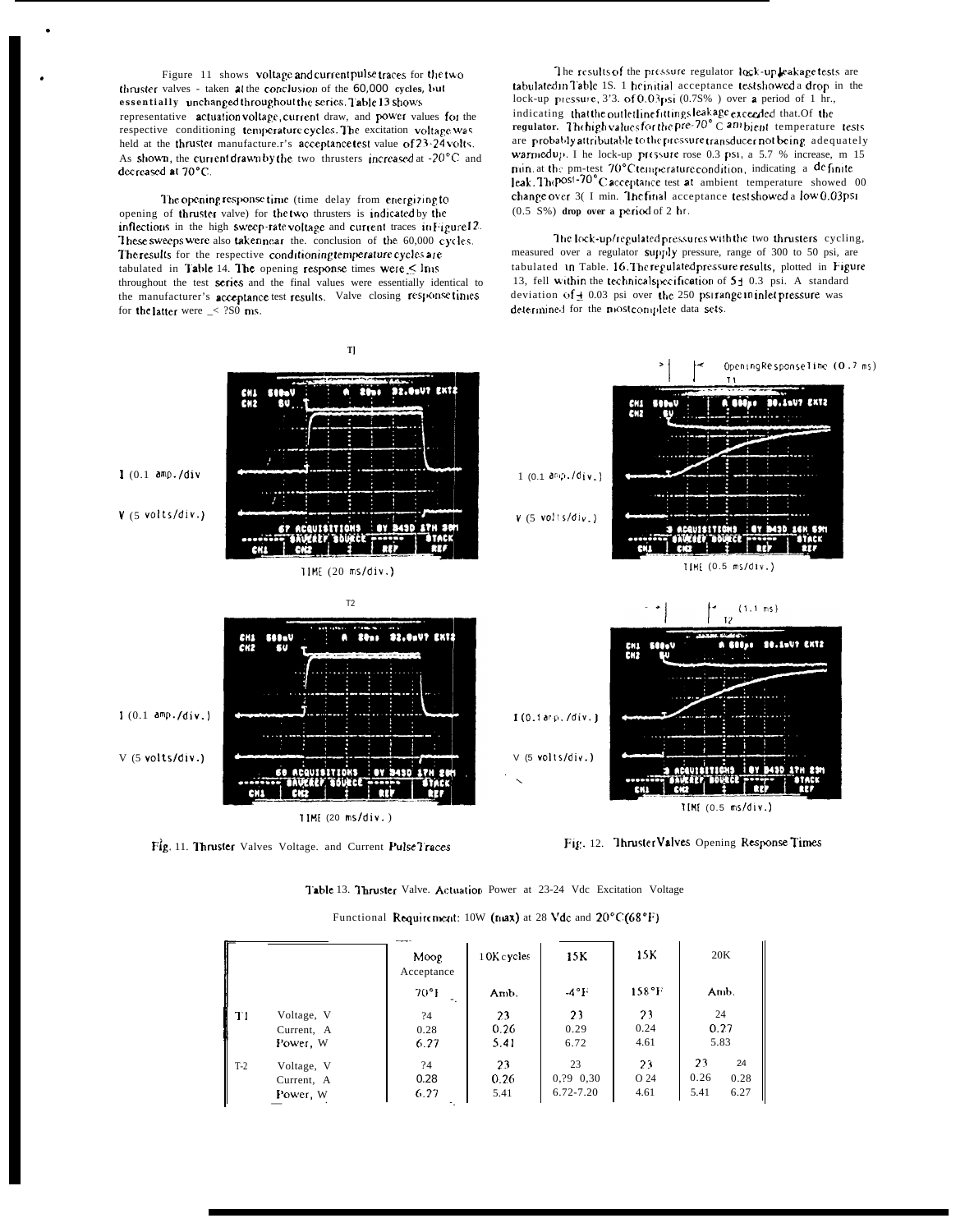Figure 11 shows voltage and current pulse traces for the two thruster valves - taken at the conclusion of the 60,000 cycles, but essentially unchanged throughout the series. Table 13 shows representative actuation voltage, current draw, and power values for the respective conditioning temperature cycles. The excitation voltage was held at the thruster manufacturer's acceptance test value of 23-24 volts. As shown, the current drawn by the two thrusters increased at -20°C and decreased at 70°C.

The opening response time (time delay from energizing to opening of thruster valve) for the two thrusters is indicated by the inflections in the high sweep-rate voltage and current traces in Figure 12. These sweeps were also taken near the conclusion of the 60,000 cycles. The results for the respective conditioning temperature cycles are tabulated in Table 14. The opening response times were ≤ 1ms throughout the test series and the final values were essentially identical to the manufacturer's acceptance test results. Valve closing response times for the latter were ≤ ?S0 ms.

The results of the pressure regulator lock-up leakage tests are tabulated in Table 15. The initial acceptance test showed a drop in the lock-up pressure, 3'3. of 0.03 psi (0.7S% ) over a period of 1 hr., indicating that the outlet line fittings leakage exceeded that of the regulator. The high values for the pre-70° C ambient temperature tests are probably attributable to the pressure transducer not being adequately warmed up. The lock-up pressure rose 0.3 psi, a 5.7 % increase, in 15 min. at the post-test 70°C temperature condition, indicating a definite leak. The post-70°C acceptance test at ambient temperature showed no change over 30 min. The final acceptance test showed a low 0.03 psi (0.5 S%) drop over a period of 2 hr.

The lock-up/regulated pressures with the two thrusters cycling, measured over a regulator supply pressure, range of 300 to 50 psi, are tabulated in Table. 16. The regulated pressure results, plotted in Figure 13, fell within the technical specification of 5 ± 0.3 psi. A standard deviation of ± 0.03 psi over the 250 psi range in inlet pressure was determined for the most complete data sets.

Fig. 11. Thruster Valves Voltage. and Current Pulse Traces

Fig. 12. Thruster Valves Opening Response Times

Table 13. Thruster Valve. Actuation Power at 23-24 Vdc Excitation Voltage

Functional Requirement: 10W (max) at 28 Vdc and 20°C (68°F)

| | | Moog Acceptance | 10K cycles | 15K | 15K | 20K |
|---|---|---|---|---|---|---|
| | | 70°F | Amb. | -4°F | 158°F | Amb. |
| T1 | Voltage, V | ?4 | 23 | 23 | 23 | 24 |
| | Current, A | 0.28 | 0.26 | 0.29 | 0.24 | 0.27 |
| | Power, W | 6.27 | 5.41 | 6.72 | 4.61 | 5.83 |
| T-2 | Voltage, V | ?4 | 23 | 23 | 23 | 23   24 |
| | Current, A | 0.28 | 0.26 | 0,?9  0,30 | O 24 | 0.26   0.28 |
| | Power, W | 6.27 | 5.41 | 6.72-7.20 | 4.61 | 5.41   6.27 |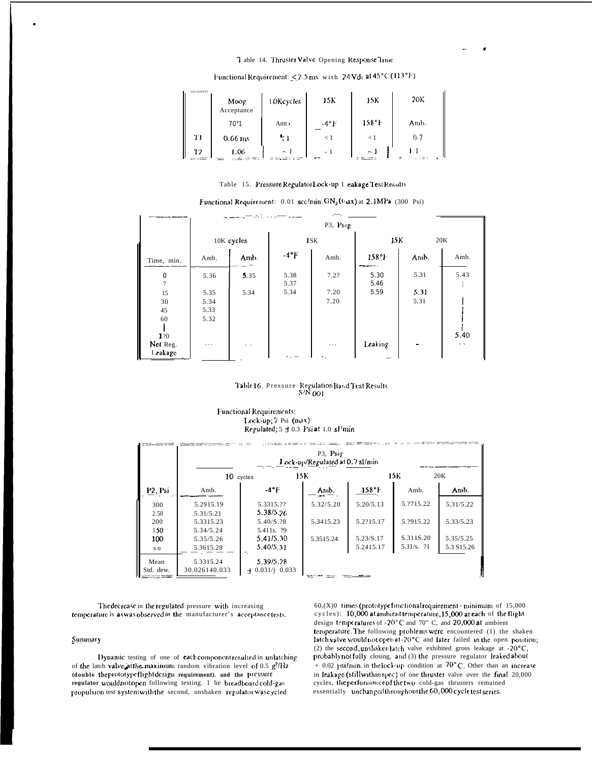Table 14. Thruster Valve Opening Response Time

Functional Requirement: ≤2.5 ms with 24 Vdc at 45°C (113°F)

| | Moog Acceptance | 10K cycles | 15K | 15K | 20K |
|---|---|---|---|---|---|
| | 70°1 | Amb. | -4°F | 158°F | Amb. |
| T1 | 0.66 ms | < 1 | < 1 | < 1 | 0.7 |
| T2 | 1.06 | ~ 1 | ~ 1 | ~ 1 | 1.1 |

Table 15. Pressure Regulator Lock-up Leakage Test Results

Functional Requirement: 0.01 scc/min $GN_2$ (max) at 2.1MPa (300 Psi)

| | P3, Psig | | | | | | |
|---|---|---|---|---|---|---|---|
| | 10K cycles | | 15K | | 15K | | 20K |
| Time, min. | Amb. | Amb. | -4°F | Amb. | 158°F | Amb. | Amb. |
| 0 | 5.36 | 5.35 | 5.38 | 7.2? | 5.30 | 5.31 | 5.43 |
| 7 | | | 5.37 | | 5.46 | | |
| 15 | 5.35 | 5.34 | 5.34 | 7.20 | 5.59 | 5.31 | |
| 30 | 5.34 | | | 7.20 | | 5.31 | |
| 45 | 5.33 | | | | | | |
| 60 | 5.32 | | | | | | |
| 120 | | | | | | | 5.40 |
| Net Reg. Leakage | ... | .. | | ... | Leaking | - | .. |

Table 16. Pressure Regulation Band Test Results S/N 001

Functional Requirements:
Lock-up; 7 Psi (max)
Regulated; 5 ± 0.3 Psi at 1.0 sl/min

| | P3, Psig Lock-up/Regulated at 0.7 sl/min | | | | | | |
|---|---|---|---|---|---|---|---|
| | 10 cycles | 15K | | | 15K | | 20K |
| P2, Psi | Amb. | -4°F | Amb. | 158°F | Amb. | | Amb. |
| 300 | 5.29/5.19 | 5.33/5.?? | 5.32/5.20 | 5.20/5.13 | 5.27/5.22 | | 5.31/5.22 |
| 250 | 5.31/5.21 | 5.38/5.26 | | | | | |
| 200 | 5.33/5.23 | 5.40/5.28 | 5.34/5.23 | 5.27/5.17 | 5.29/5.22 | | 5.33/5.23 |
| 150 | 5.34/5.24 | 5.41/5.29 | | | | | |
| 100 | 5.35/5.26 | 5.41/5.30 | 5.35/5.24 | 5.23/5.17 | 5.31/5.20 | | 5.35/5.25 |
| 50 | 5.36/5.28 | 5.40/5.31 | | 5.24/5.17 | 5.31/5.21 | | 5.35/5.26 |
| Mean | 5.33/5.24 | 5.39/5.28 | | | | | |
| Std. dev. | 0.026/0.033 | ± 0.031/± 0.033 | | | | | |

The decrease in the regulated pressure with increasing temperature is as was observed in the manufacturer's acceptance tests.

## Summary

Dynamic testing of one of each component resulted in unlatching of the latch valve at the maximum random vibration level of 0.5 $g^2/Hz$ (double the prototype flight design requirement), and the pressure regulator would not open following testing. The breadboard cold-gas propulsion test system with the second, unshaken regulator was cycled 60,000 times (prototype functional requirement - minimum of 15,000 cycles): 10,000 at ambient temperature, 15,000 at each of the flight design temperatures of -20°C and 70°C, and 20,000 at ambient temperature. The following problems were encountered (1) the shaken latch valve would not open at -20°C and later failed in the open position; (2) the second, unshaken latch valve exhibited gross leakage at -20°C, probably not fully closing, and (3) the pressure regulator leaked about + 0.02 psi/min. in the lock-up condition at 70°C. Other than an increase in leakage (still within spec) of one thruster valve over the final 20,000 cycles, the performance of the two cold-gas thrusters remained essentially unchanged throughout the 60,000 cycle test series.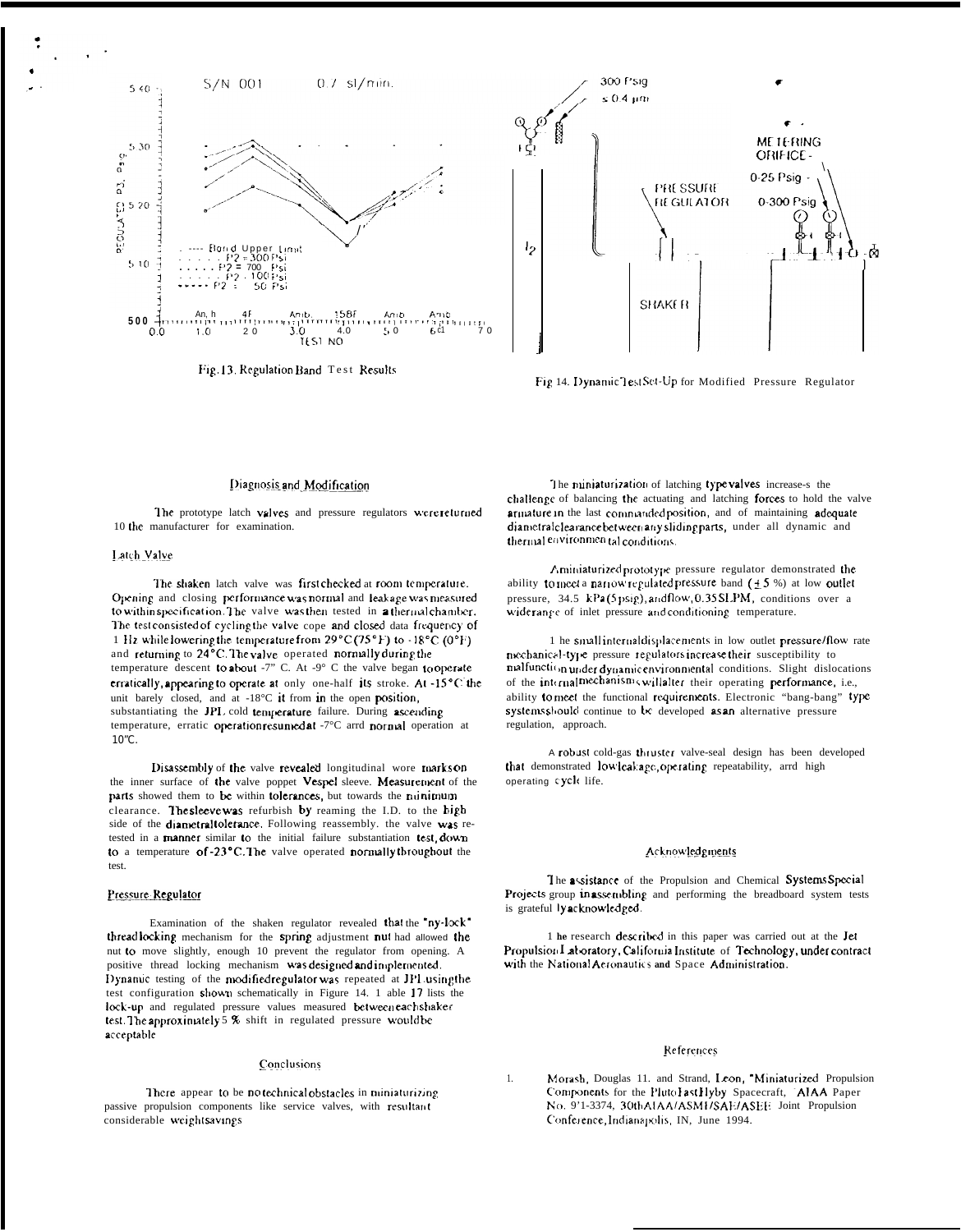Fig. 13. Regulation Band Test Results

Fig. 14. Dynamic Test Set-Up for Modified Pressure Regulator

## Diagnosis and Modification

The prototype latch valves and pressure regulators were returned to the manufacturer for examination.

### Latch Valve

The shaken latch valve was first checked at room temperature. Opening and closing performance was normal and leakage was measured to within specification. The valve was then tested in a thermal chamber. The test consisted of cycling the valve cope and closed data frequency of 1 Hz while lowering the temperature from 29°C (75°F) to -18°C (0°F) and returning to 24°C. The valve operated normally during the temperature descent to about -7° C. At -9° C the valve began to operate erratically, appearing to operate at only one-half its stroke. At -15°C the unit barely closed, and at -18°C it from in the open position, substantiating the JPL cold temperature failure. During ascending temperature, erratic operation resumed at -7°C arrd normal operation at 10°C.

Disassembly of the valve revealed longitudinal wore marks on the inner surface of the valve poppet Vespel sleeve. Measurement of the parts showed them to be within tolerances, but towards the minimum clearance. The sleeve was refurbish by reaming the I.D. to the high side of the diametral tolerance. Following reassembly. the valve was re-tested in a manner similar to the initial failure substantiation test, down to a temperature of -23°C. The valve operated normally throughout the test.

### Pressure Regulator

Examination of the shaken regulator revealed that the "ny-lock" thread locking mechanism for the spring adjustment nut had allowed the nut to move slightly, enough 10 prevent the regulator from opening. A positive thread locking mechanism was designed and implemented. Dynamic testing of the modified regulator was repeated at JPL using the test configuration shown schematically in Figure 14. 1 able 17 lists the lock-up and regulated pressure values measured between each shaker test. The approximately 5 % shift in regulated pressure would be acceptable

## Conclusions

There appear to be no technical obstacles in miniaturizing passive propulsion components like service valves, with resultant considerable weight savings

The miniaturization of latching type valves increase-s the challenge of balancing the actuating and latching forces to hold the valve armature in the last commanded position, and of maintaining adequate diametral clearance between any sliding parts, under all dynamic and thermal environmental conditions.

A miniaturized prototype pressure regulator demonstrated the ability to meet a narrow regulated pressure band (± 5 %) at low outlet pressure, 34.5 kPa (5 psig), and flow, 0.35 SLPM, conditions over a wide range of inlet pressure and conditioning temperature.

1 he small internal displacements in low outlet pressure/flow rate mechanical-type pressure regulators increase their susceptibility to malfunction under dynamic environmental conditions. Slight dislocations of the internal mechanisms will alter their operating performance, i.e., ability to meet the functional requirements. Electronic "bang-bang" type systems should continue to be developed as an alternative pressure regulation, approach.

A robust cold-gas thruster valve-seal design has been developed that demonstrated low leakage, operating repeatability, arrd high operating cycle life.

## Acknowledgments

The assistance of the Propulsion and Chemical Systems Special Projects group in assembling and performing the breadboard system tests is gratefully acknowledged.

1 he research described in this paper was carried out at the Jet Propulsion Laboratory, California Institute of Technology, under contract with the National Aeronautics and Space Administration.

## References

1. Morash, Douglas 11. and Strand, Leon, "Miniaturized Propulsion Components for the Pluto Fast Flyby Spacecraft, "AIAA Paper No. 9'1-3374, 30th AIAA/ASME/SAE/ASEE Joint Propulsion Conference, Indianapolis, IN, June 1994.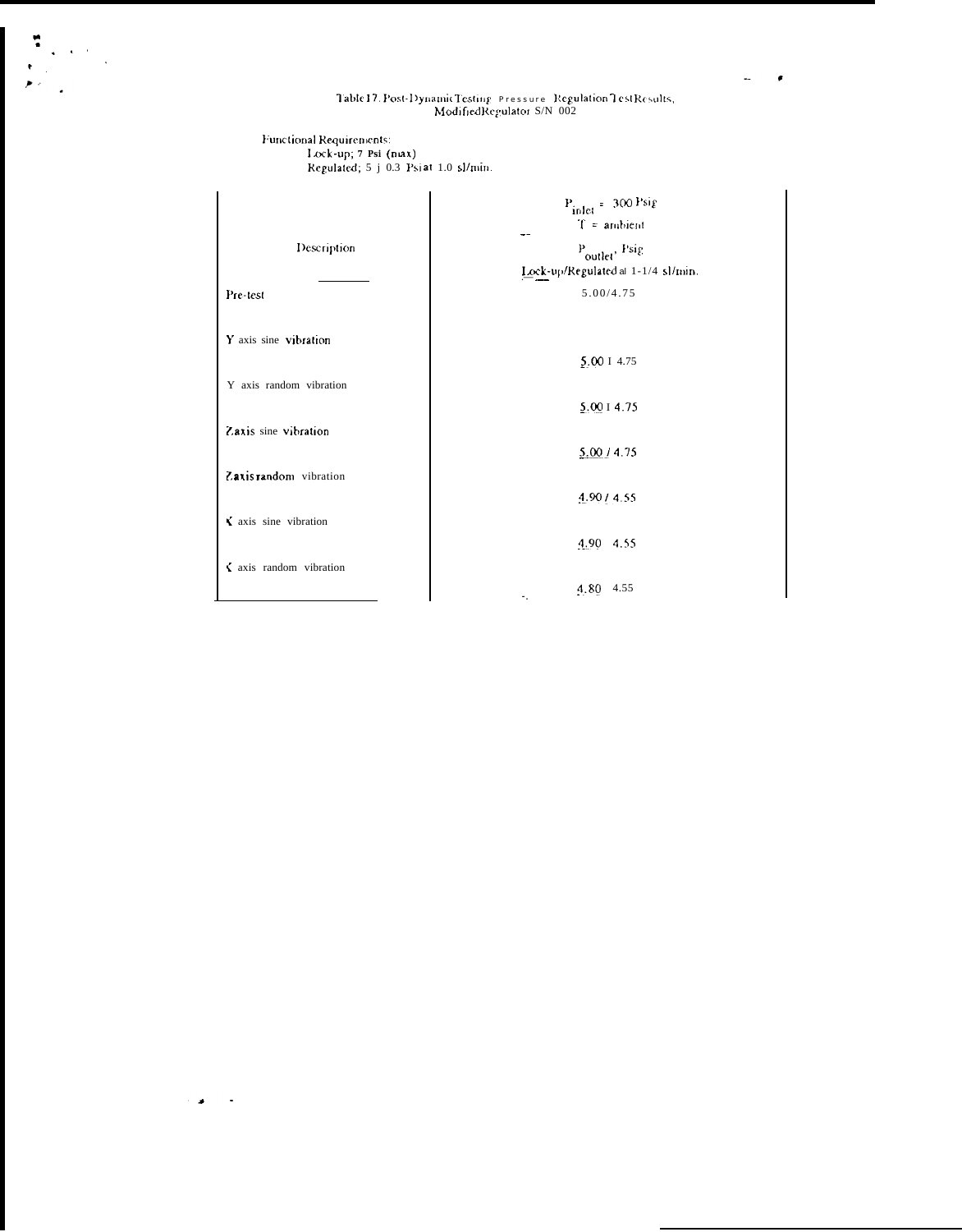Table 17. Post-Dynamic Testing Pressure Regulation Test Results, Modified Regulator S/N 002

Functional Requirements:
Lock-up; 7 Psi (max)
Regulated; 5 ± 0.3 Psi at 1.0 sl/min.

| Description | $P_{inlet}$ = 300 Psig<br>T = ambient<br>$P_{outlet}$, Psig<br>Lock-up/Regulated at 1-1/4 sl/min. |
|---|---|
| Pre-test | 5.00/4.75 |
| Y axis sine vibration | 5.00 / 4.75 |
| Y axis random vibration | 5.00 / 4.75 |
| Z axis sine vibration | 5.00 / 4.75 |
| Z axis random vibration | 4.90 / 4.55 |
| X axis sine vibration | 4.90 / 4.55 |
| X axis random vibration | 4.80 / 4.55 |